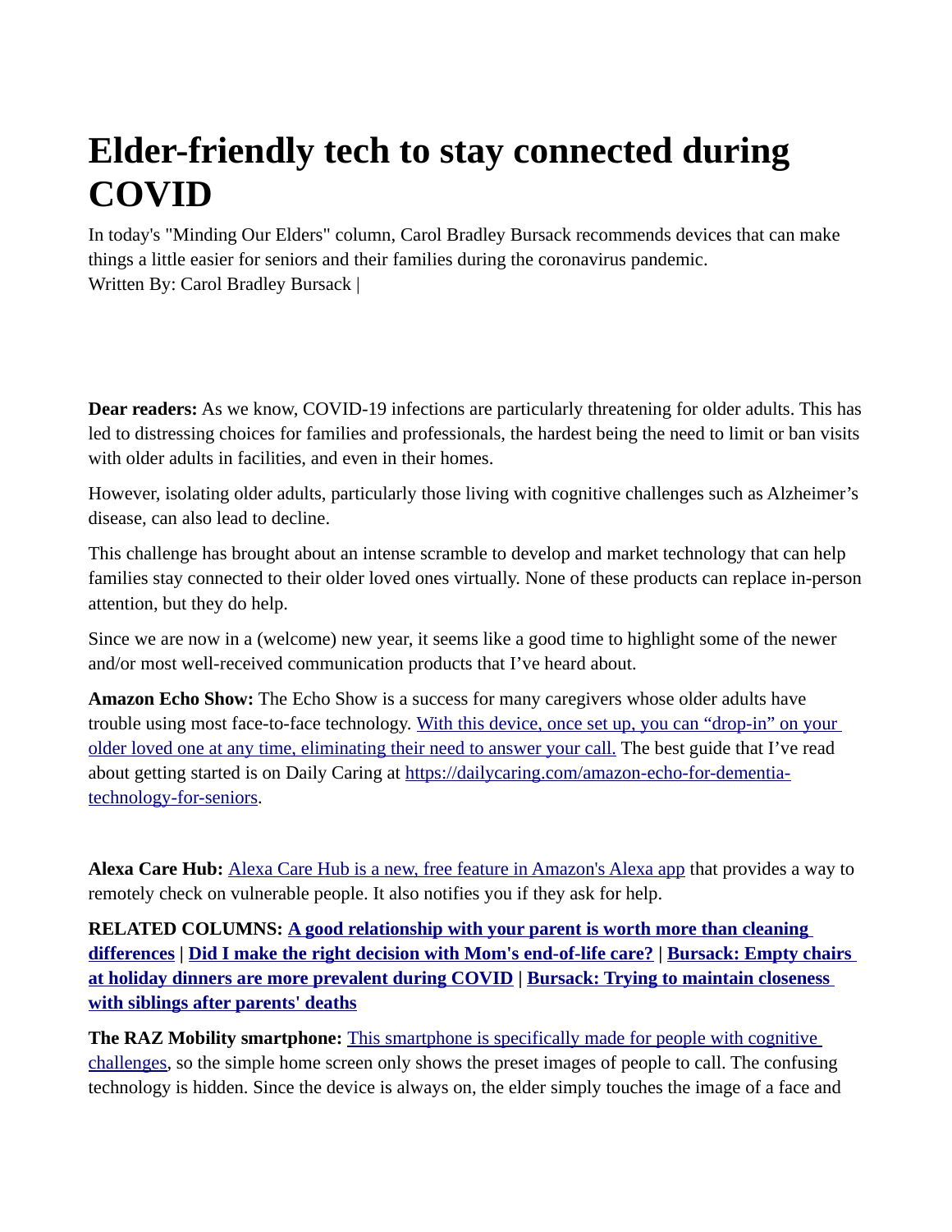# Elder-friendly tech to stay connected during COVID

In today's "Minding Our Elders" column, Carol Bradley Bursack recommends devices that can make things a little easier for seniors and their families during the coronavirus pandemic.
Written By: Carol Bradley Bursack |

**Dear readers:** As we know, COVID-19 infections are particularly threatening for older adults. This has led to distressing choices for families and professionals, the hardest being the need to limit or ban visits with older adults in facilities, and even in their homes.

However, isolating older adults, particularly those living with cognitive challenges such as Alzheimer's disease, can also lead to decline.

This challenge has brought about an intense scramble to develop and market technology that can help families stay connected to their older loved ones virtually. None of these products can replace in-person attention, but they do help.

Since we are now in a (welcome) new year, it seems like a good time to highlight some of the newer and/or most well-received communication products that I've heard about.

**Amazon Echo Show:** The Echo Show is a success for many caregivers whose older adults have trouble using most face-to-face technology. With this device, once set up, you can "drop-in" on your older loved one at any time, eliminating their need to answer your call. The best guide that I've read about getting started is on Daily Caring at https://dailycaring.com/amazon-echo-for-dementia-technology-for-seniors.

**Alexa Care Hub:** Alexa Care Hub is a new, free feature in Amazon's Alexa app that provides a way to remotely check on vulnerable people. It also notifies you if they ask for help.

**RELATED COLUMNS: A good relationship with your parent is worth more than cleaning differences | Did I make the right decision with Mom's end-of-life care? | Bursack: Empty chairs at holiday dinners are more prevalent during COVID | Bursack: Trying to maintain closeness with siblings after parents' deaths**

**The RAZ Mobility smartphone:** This smartphone is specifically made for people with cognitive challenges, so the simple home screen only shows the preset images of people to call. The confusing technology is hidden. Since the device is always on, the elder simply touches the image of a face and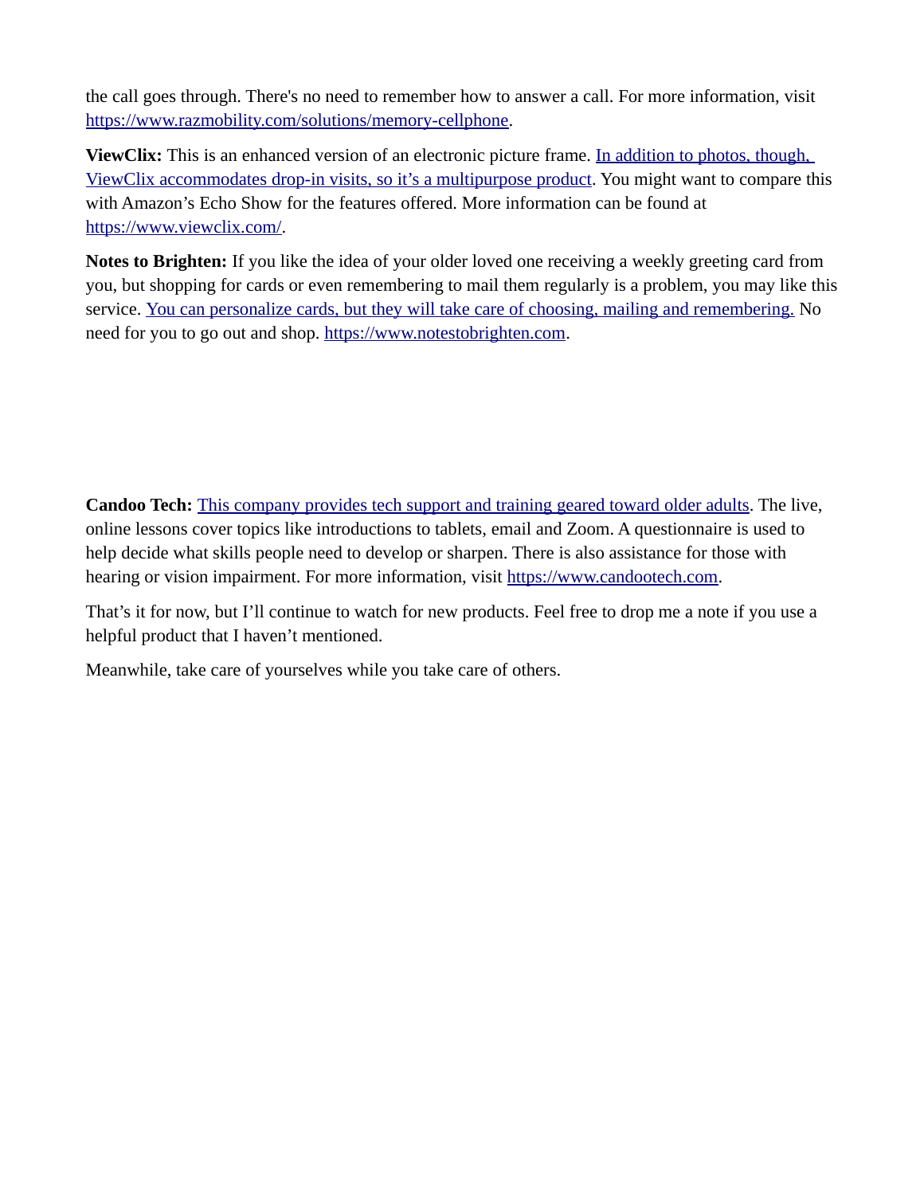the call goes through. There's no need to remember how to answer a call. For more information, visit https://www.razmobility.com/solutions/memory-cellphone.

**ViewClix:** This is an enhanced version of an electronic picture frame. In addition to photos, though, ViewClix accommodates drop-in visits, so it's a multipurpose product. You might want to compare this with Amazon's Echo Show for the features offered. More information can be found at https://www.viewclix.com/.

**Notes to Brighten:** If you like the idea of your older loved one receiving a weekly greeting card from you, but shopping for cards or even remembering to mail them regularly is a problem, you may like this service. You can personalize cards, but they will take care of choosing, mailing and remembering. No need for you to go out and shop. https://www.notestobrighten.com.

**Candoo Tech:** This company provides tech support and training geared toward older adults. The live, online lessons cover topics like introductions to tablets, email and Zoom. A questionnaire is used to help decide what skills people need to develop or sharpen. There is also assistance for those with hearing or vision impairment. For more information, visit https://www.candootech.com.

That's it for now, but I'll continue to watch for new products. Feel free to drop me a note if you use a helpful product that I haven't mentioned.

Meanwhile, take care of yourselves while you take care of others.